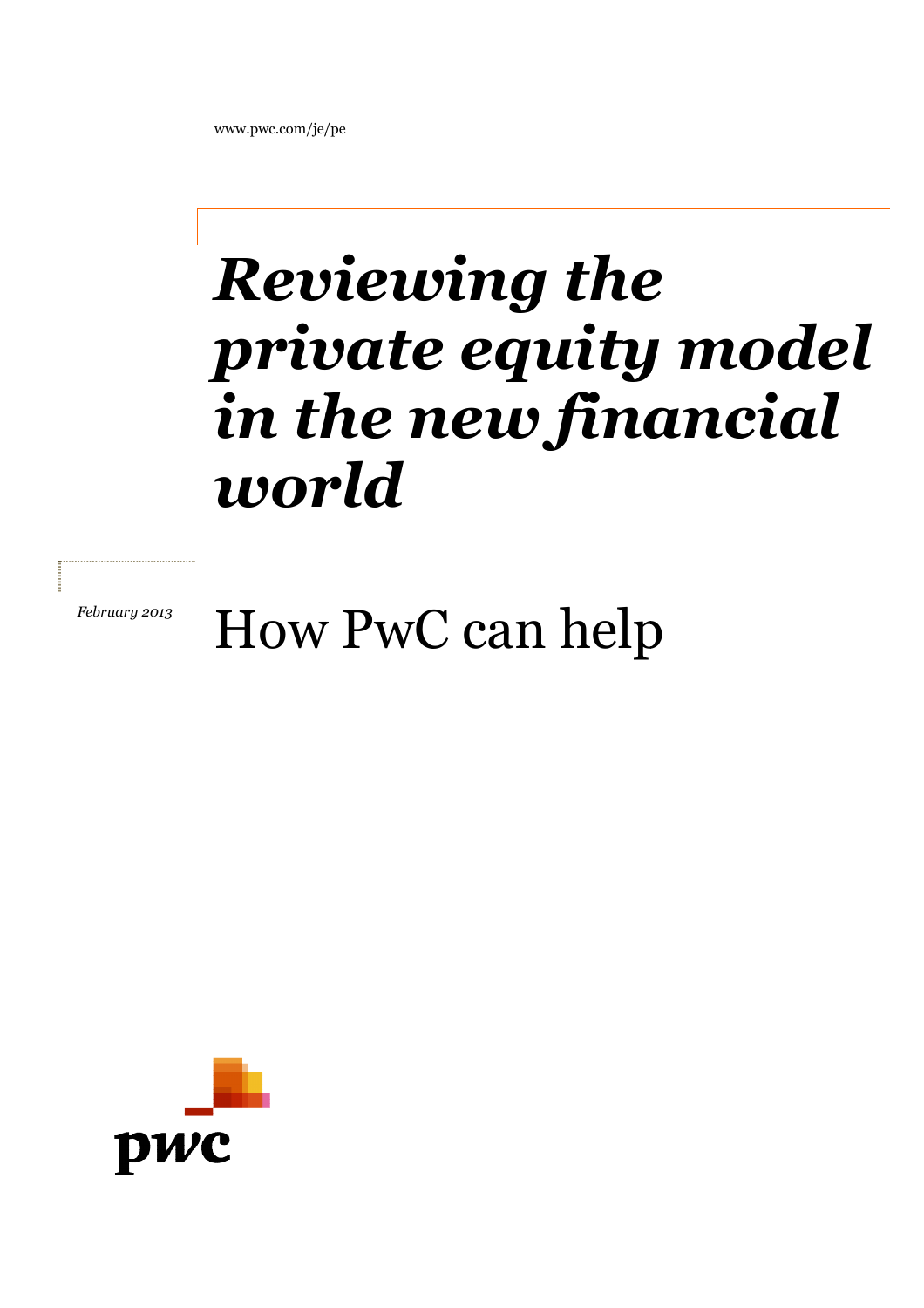www.pwc.com/je/pe

# *Reviewing the private equity model in the new financial world*

*February 2013*

## How PwC can help

pwc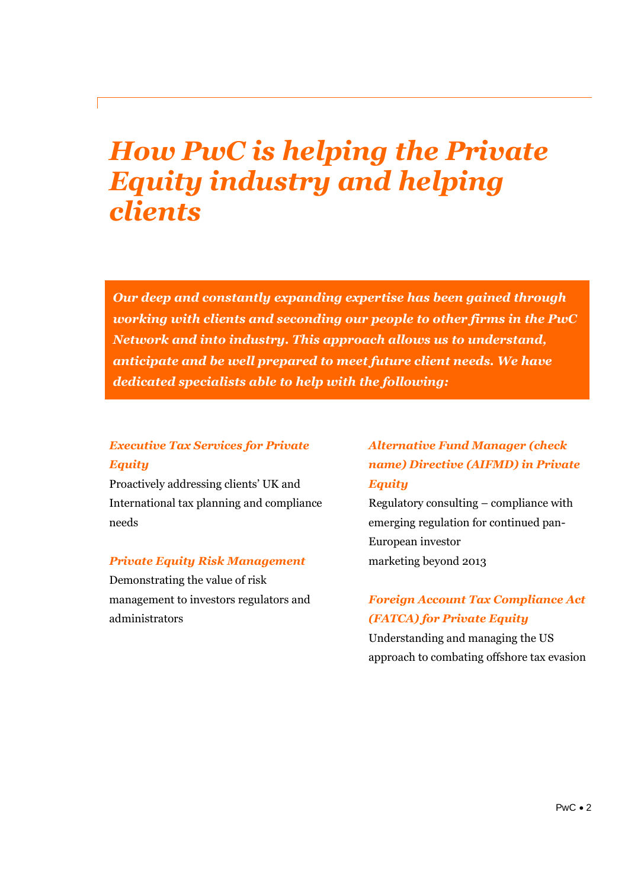# *How PwC is helping the Private Equity industry and helping clients*

***Our deep and constantly expanding expertise has been gained through working with clients and seconding our people to other firms in the PwC Network and into industry. This approach allows us to understand, anticipate and be well prepared to meet future client needs. We have dedicated specialists able to help with the following:***

### *Executive Tax Services for Private Equity*

Proactively addressing clients' UK and International tax planning and compliance needs

### *Private Equity Risk Management*

Demonstrating the value of risk management to investors regulators and administrators

### *Alternative Fund Manager (check name) Directive (AIFMD) in Private Equity*

Regulatory consulting – compliance with emerging regulation for continued pan-European investor marketing beyond 2013

### *Foreign Account Tax Compliance Act (FATCA) for Private Equity*

Understanding and managing the US approach to combating offshore tax evasion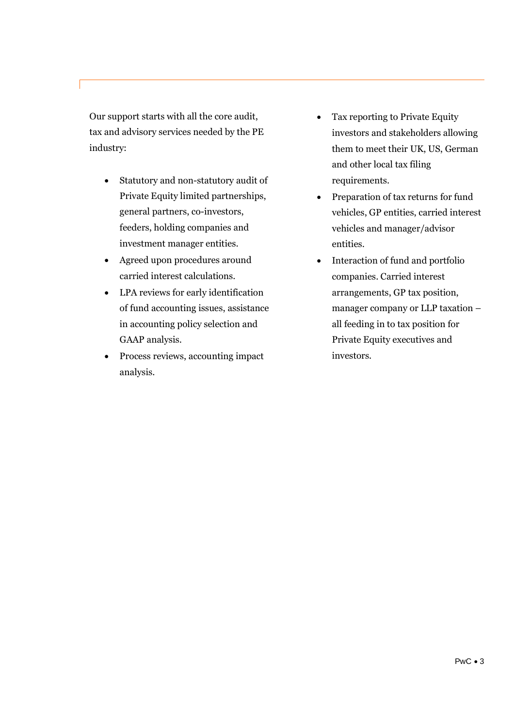Our support starts with all the core audit, tax and advisory services needed by the PE industry:

- Statutory and non-statutory audit of Private Equity limited partnerships, general partners, co-investors, feeders, holding companies and investment manager entities.
- Agreed upon procedures around carried interest calculations.
- LPA reviews for early identification of fund accounting issues, assistance in accounting policy selection and GAAP analysis.
- Process reviews, accounting impact analysis.
- Tax reporting to Private Equity investors and stakeholders allowing them to meet their UK, US, German and other local tax filing requirements.
- Preparation of tax returns for fund vehicles, GP entities, carried interest vehicles and manager/advisor entities.
- Interaction of fund and portfolio companies. Carried interest arrangements, GP tax position, manager company or LLP taxation – all feeding in to tax position for Private Equity executives and investors.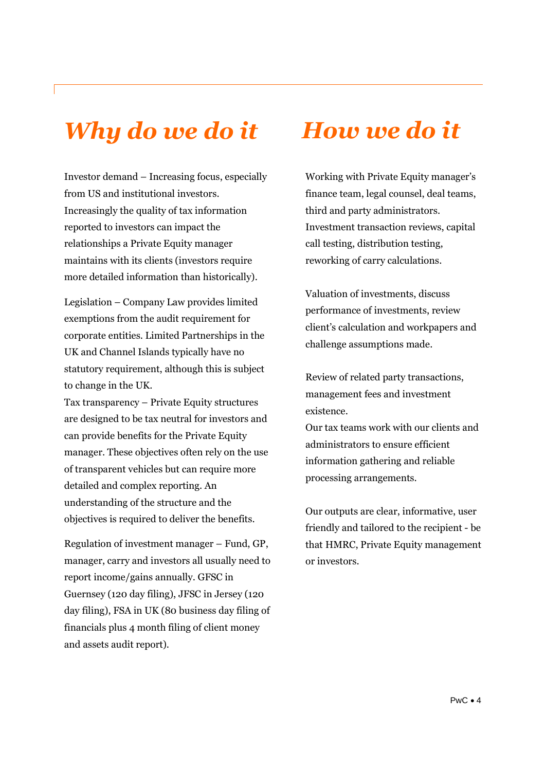## *Why do we do it*

Investor demand – Increasing focus, especially from US and institutional investors. Increasingly the quality of tax information reported to investors can impact the relationships a Private Equity manager maintains with its clients (investors require more detailed information than historically).

Legislation – Company Law provides limited exemptions from the audit requirement for corporate entities. Limited Partnerships in the UK and Channel Islands typically have no statutory requirement, although this is subject to change in the UK.

Tax transparency – Private Equity structures are designed to be tax neutral for investors and can provide benefits for the Private Equity manager. These objectives often rely on the use of transparent vehicles but can require more detailed and complex reporting. An understanding of the structure and the objectives is required to deliver the benefits.

Regulation of investment manager – Fund, GP, manager, carry and investors all usually need to report income/gains annually. GFSC in Guernsey (120 day filing), JFSC in Jersey (120 day filing), FSA in UK (80 business day filing of financials plus 4 month filing of client money and assets audit report).

## *How we do it*

Working with Private Equity manager's finance team, legal counsel, deal teams, third and party administrators. Investment transaction reviews, capital call testing, distribution testing, reworking of carry calculations.

Valuation of investments, discuss performance of investments, review client's calculation and workpapers and challenge assumptions made.

Review of related party transactions, management fees and investment existence.

Our tax teams work with our clients and administrators to ensure efficient information gathering and reliable processing arrangements.

Our outputs are clear, informative, user friendly and tailored to the recipient - be that HMRC, Private Equity management or investors.